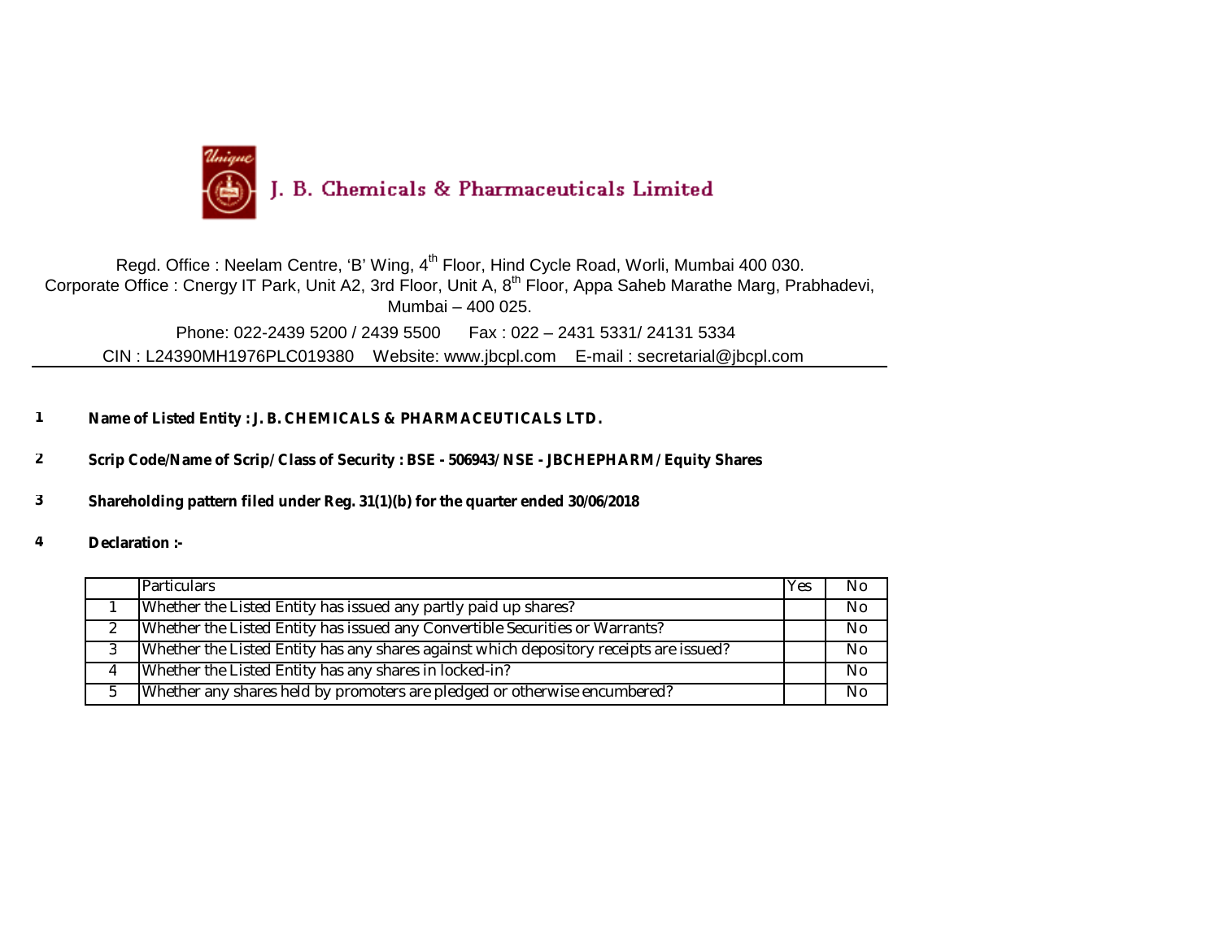# J. B. Chemicals & Pharmaceuticals Limited

Regd. Office : Neelam Centre, ‘B’ Wing, 4th Floor, Hind Cycle Road, Worli, Mumbai 400 030.
Corporate Office : Cnergy IT Park, Unit A2, 3rd Floor, Unit A, 8th Floor, Appa Saheb Marathe Marg, Prabhadevi, Mumbai – 400 025.

Phone: 022-2439 5200 / 2439 5500 Fax : 022 – 2431 5331/ 24131 5334

CIN : L24390MH1976PLC019380 Website: www.jbcpl.com E-mail : secretarial@jbcpl.com

---

1. **Name of Listed Entity : J. B. CHEMICALS & PHARMACEUTICALS LTD.**

2. **Scrip Code/Name of Scrip/ Class of Security : BSE - 506943/ NSE - JBCHEPHARM/ Equity Shares**

3. **Shareholding pattern filed under Reg. 31(1)(b) for the quarter ended 30/06/2018**

4. **Declaration :-**

| | Particulars | Yes | No |
|---|---|---|---|
| 1 | Whether the Listed Entity has issued any partly paid up shares? | | No |
| 2 | Whether the Listed Entity has issued any Convertible Securities or Warrants? | | No |
| 3 | Whether the Listed Entity has any shares against which depository receipts are issued? | | No |
| 4 | Whether the Listed Entity has any shares in locked-in? | | No |
| 5 | Whether any shares held by promoters are pledged or otherwise encumbered? | | No |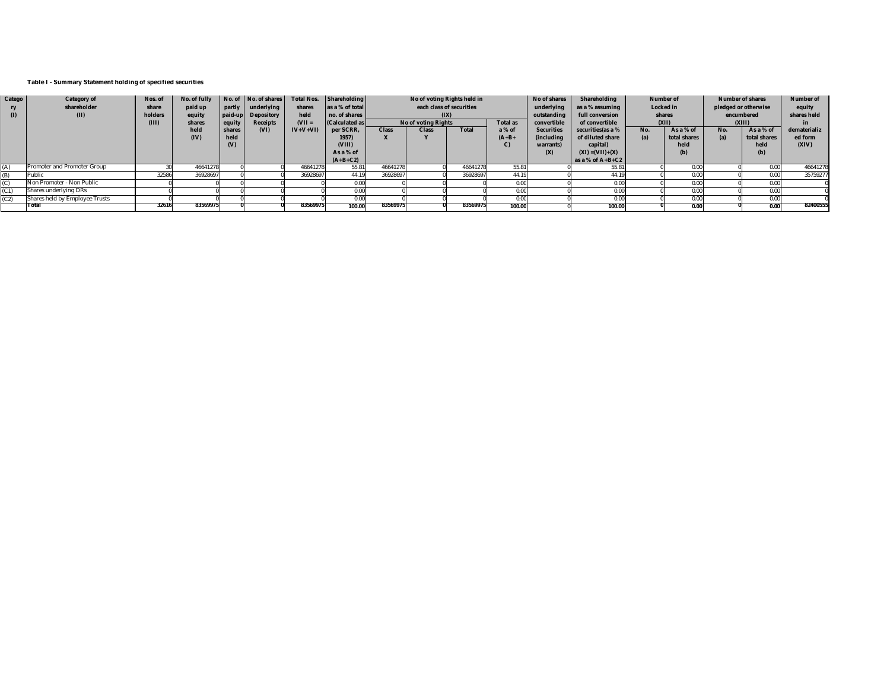**Table I - Summary Statement holding of specified securities**

| Category (I) | Category of shareholder (II) | Nos. of share holders (III) | No. of fully paid up equity shares held (IV) | No. of partly paid-up equity shares held (V) | No. of shares underlying Depository Receipts (VI) | Total Nos. shares held (VII = IV+V+VI) | Shareholding as a % of total no. of shares (Calculated as per SCRR, 1957) (VIII) As a % of (A+B+C2) | No of voting Rights held in each class of securities (IX) | | | | No of shares underlying outstanding convertible Securities (including warrants) (X) | Shareholding as a % assuming full conversion of convertible securities(as a % of diluted share capital) (XI) =(VII)+(X) as a % of A+B+C2 | Number of Locked in shares (XII) | | Number of shares pledged or otherwise encumbered (XIII) | | Number of equity shares held in dematerialized form (XIV) |
|---|---|---|---|---|---|---|---|---|---|---|---|---|---|---|---|---|---|---|
| | | | | | | | | No of voting Rights | | | Total as a % of (A+B+C) | | | No. (a) | As a % of total shares held (b) | No. (a) | As a % of total shares held (b) | |
| | | | | | | | | Class X | Class Y | Total | | | | | | | | |
| (A) | Promoter and Promoter Group | 30 | 46641278 | 0 | 0 | 46641278 | 55.81 | 46641278 | 0 | 46641278 | 55.81 | 0 | 55.81 | 0 | 0.00 | 0 | 0.00 | 46641278 |
| (B) | Public | 32586 | 36928697 | 0 | 0 | 36928697 | 44.19 | 36928697 | 0 | 36928697 | 44.19 | 0 | 44.19 | 0 | 0.00 | 0 | 0.00 | 35759277 |
| (C) | Non Promoter - Non Public | 0 | 0 | 0 | 0 | 0 | 0.00 | 0 | 0 | 0 | 0.00 | 0 | 0.00 | 0 | 0.00 | 0 | 0.00 | 0 |
| (C1) | Shares underlying DRs | 0 | 0 | 0 | 0 | 0 | 0.00 | 0 | 0 | 0 | 0.00 | 0 | 0.00 | 0 | 0.00 | 0 | 0.00 | 0 |
| (C2) | Shares held by Employee Trusts | 0 | 0 | 0 | 0 | 0 | 0.00 | 0 | 0 | 0 | 0.00 | 0 | 0.00 | 0 | 0.00 | 0 | 0.00 | 0 |
| | **Total** | **32616** | **83569975** | **0** | **0** | **83569975** | **100.00** | **83569975** | **0** | **83569975** | **100.00** | 0 | **100.00** | **0** | **0.00** | **0** | **0.00** | **82400555** |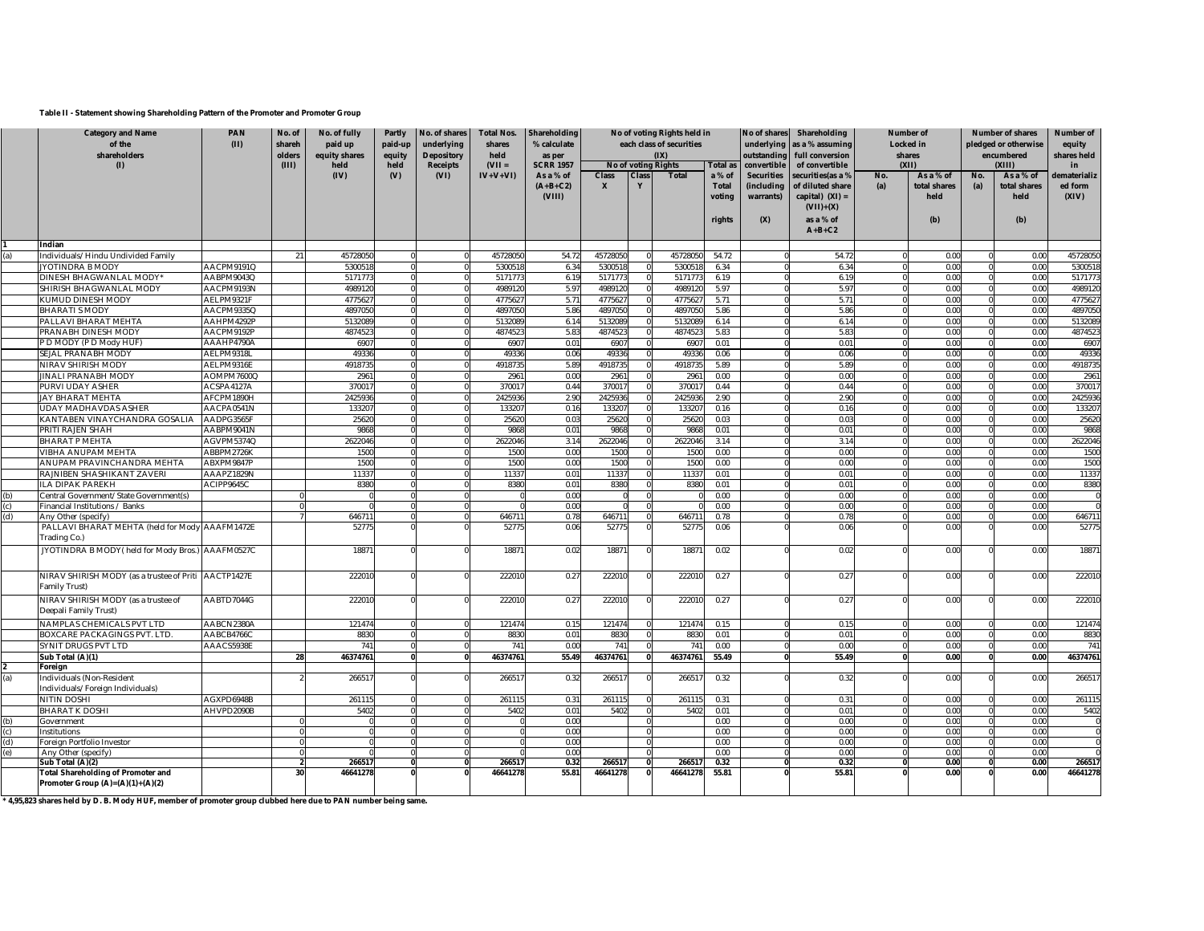**Table II - Statement showing Shareholding Pattern of the Promoter and Promoter Group**

| | Category and Name of the shareholders (I) | PAN (II) | No. of shareholders (III) | No. of fully paid up equity shares held (IV) | Partly paid-up equity held (V) | No. of shares underlying Depository Receipts (VI) | Total Nos. shares held (VII = IV+V+VI) | Shareholding % calculate as per SCRR 1957 As a % of (A+B+C2) (VIII) | No of voting Rights held in each class of securities (IX) | | | | No of shares underlying outstanding convertible Securities (including warrants) (X) | Shareholding as a % assuming full conversion of convertible securities(as a % of diluted share capital) (XI) = (VII)+(X) as a % of A+B+C2 | Number of Locked in shares (XII) | | Number of shares pledged or otherwise encumbered (XIII) | | Number of equity shares held in dematerialized form (XIV) |
|---|---|---|---|---|---|---|---|---|---|---|---|---|---|---|---|---|---|---|---|
| | | | | | | | | | No of voting Rights | | | Total as a % of Total voting rights | | | No. (a) | As a % of total shares held (b) | No. (a) | As a % of total shares held (b) | |
| | | | | | | | | | Class X | Class Y | Total | | | | | | | | |
| 1 | Indian | | | | | | | | | | | | | | | | | | |
| (a) | Individuals/Hindu Undivided Family | | 21 | 45728050 | 0 | 0 | 45728050 | 54.72 | 45728050 | 0 | 45728050 | 54.72 | 0 | 54.72 | 0 | 0.00 | 0 | 0.00 | 45728050 |
| | JYOTINDRA B MODY | AACPM9191Q | | 5300518 | 0 | 0 | 5300518 | 6.34 | 5300518 | 0 | 5300518 | 6.34 | 0 | 6.34 | 0 | 0.00 | 0 | 0.00 | 5300518 |
| | DINESH BHAGWANLAL MODY* | AABPM9043Q | | 5171773 | 0 | 0 | 5171773 | 6.19 | 5171773 | 0 | 5171773 | 6.19 | 0 | 6.19 | 0 | 0.00 | 0 | 0.00 | 5171773 |
| | SHIRISH BHAGWANLAL MODY | AACPM9193N | | 4989120 | 0 | 0 | 4989120 | 5.97 | 4989120 | 0 | 4989120 | 5.97 | 0 | 5.97 | 0 | 0.00 | 0 | 0.00 | 4989120 |
| | KUMUD DINESH MODY | AELPM9321F | | 4775627 | 0 | 0 | 4775627 | 5.71 | 4775627 | 0 | 4775627 | 5.71 | 0 | 5.71 | 0 | 0.00 | 0 | 0.00 | 4775627 |
| | BHARATI S MODY | AACPM9335Q | | 4897050 | 0 | 0 | 4897050 | 5.86 | 4897050 | 0 | 4897050 | 5.86 | 0 | 5.86 | 0 | 0.00 | 0 | 0.00 | 4897050 |
| | PALLAVI BHARAT MEHTA | AAHPM4292P | | 5132089 | 0 | 0 | 5132089 | 6.14 | 5132089 | 0 | 5132089 | 6.14 | 0 | 6.14 | 0 | 0.00 | 0 | 0.00 | 5132089 |
| | PRANABH DINESH MODY | AACPM9192P | | 4874523 | 0 | 0 | 4874523 | 5.83 | 4874523 | 0 | 4874523 | 5.83 | 0 | 5.83 | 0 | 0.00 | 0 | 0.00 | 4874523 |
| | P D MODY (P D Mody HUF) | AAAHP4790A | | 6907 | 0 | 0 | 6907 | 0.01 | 6907 | 0 | 6907 | 0.01 | 0 | 0.01 | 0 | 0.00 | 0 | 0.00 | 6907 |
| | SEJAL PRANABH MODY | AELPM9318L | | 49336 | 0 | 0 | 49336 | 0.06 | 49336 | 0 | 49336 | 0.06 | 0 | 0.06 | 0 | 0.00 | 0 | 0.00 | 49336 |
| | NIRAV SHIRISH MODY | AELPM9316E | | 4918735 | 0 | 0 | 4918735 | 5.89 | 4918735 | 0 | 4918735 | 5.89 | 0 | 5.89 | 0 | 0.00 | 0 | 0.00 | 4918735 |
| | JINALI PRANABH MODY | AOMPM7600Q | | 2961 | 0 | 0 | 2961 | 0.00 | 2961 | 0 | 2961 | 0.00 | 0 | 0.00 | 0 | 0.00 | 0 | 0.00 | 2961 |
| | PURVI UDAY ASHER | ACSPA4127A | | 370017 | 0 | 0 | 370017 | 0.44 | 370017 | 0 | 370017 | 0.44 | 0 | 0.44 | 0 | 0.00 | 0 | 0.00 | 370017 |
| | JAY BHARAT MEHTA | AFCPM1890H | | 2425936 | 0 | 0 | 2425936 | 2.90 | 2425936 | 0 | 2425936 | 2.90 | 0 | 2.90 | 0 | 0.00 | 0 | 0.00 | 2425936 |
| | UDAY MADHAVDAS ASHER | AACPA0541N | | 133207 | 0 | 0 | 133207 | 0.16 | 133207 | 0 | 133207 | 0.16 | 0 | 0.16 | 0 | 0.00 | 0 | 0.00 | 133207 |
| | KANTABEN VINAYCHANDRA GOSALIA | AADPG3565F | | 25620 | 0 | 0 | 25620 | 0.03 | 25620 | 0 | 25620 | 0.03 | 0 | 0.03 | 0 | 0.00 | 0 | 0.00 | 25620 |
| | PRITI RAJEN SHAH | AABPM9041N | | 9868 | 0 | 0 | 9868 | 0.01 | 9868 | 0 | 9868 | 0.01 | 0 | 0.01 | 0 | 0.00 | 0 | 0.00 | 9868 |
| | BHARAT P MEHTA | AGVPM5374Q | | 2622046 | 0 | 0 | 2622046 | 3.14 | 2622046 | 0 | 2622046 | 3.14 | 0 | 3.14 | 0 | 0.00 | 0 | 0.00 | 2622046 |
| | VIBHA ANUPAM MEHTA | ABBPM2726K | | 1500 | 0 | 0 | 1500 | 0.00 | 1500 | 0 | 1500 | 0.00 | 0 | 0.00 | 0 | 0.00 | 0 | 0.00 | 1500 |
| | ANUPAM PRAVINCHANDRA MEHTA | ABXPM9847P | | 1500 | 0 | 0 | 1500 | 0.00 | 1500 | 0 | 1500 | 0.00 | 0 | 0.00 | 0 | 0.00 | 0 | 0.00 | 1500 |
| | RAJNIBEN SHASHIKANT ZAVERI | AAAPZ1829N | | 11337 | 0 | 0 | 11337 | 0.01 | 11337 | 0 | 11337 | 0.01 | 0 | 0.01 | 0 | 0.00 | 0 | 0.00 | 11337 |
| | ILA DIPAK PAREKH | ACIPP9645C | | 8380 | 0 | 0 | 8380 | 0.01 | 8380 | 0 | 8380 | 0.01 | 0 | 0.01 | 0 | 0.00 | 0 | 0.00 | 8380 |
| (b) | Central Government/State Government(s) | | 0 | 0 | 0 | 0 | 0 | 0.00 | 0 | 0 | 0 | 0.00 | 0 | 0.00 | 0 | 0.00 | 0 | 0.00 | 0 |
| (c) | Financial Institutions / Banks | | 0 | 0 | 0 | 0 | 0 | 0.00 | 0 | 0 | 0 | 0.00 | 0 | 0.00 | 0 | 0.00 | 0 | 0.00 | 0 |
| (d) | Any Other (specify) | | 7 | 646711 | 0 | 0 | 646711 | 0.78 | 646711 | 0 | 646711 | 0.78 | 0 | 0.78 | 0 | 0.00 | 0 | 0.00 | 646711 |
| | PALLAVI BHARAT MEHTA (held for Mody Trading Co.) | AAAFM1472E | | 52775 | 0 | 0 | 52775 | 0.06 | 52775 | 0 | 52775 | 0.06 | 0 | 0.06 | 0 | 0.00 | 0 | 0.00 | 52775 |
| | JYOTINDRA B MODY( held for Mody Bros.) | AAAFM0527C | | 18871 | 0 | 0 | 18871 | 0.02 | 18871 | 0 | 18871 | 0.02 | 0 | 0.02 | 0 | 0.00 | 0 | 0.00 | 18871 |
| | NIRAV SHIRISH MODY (as a trustee of Priti Family Trust) | AACTP1427E | | 222010 | 0 | 0 | 222010 | 0.27 | 222010 | 0 | 222010 | 0.27 | 0 | 0.27 | 0 | 0.00 | 0 | 0.00 | 222010 |
| | NIRAV SHIRISH MODY (as a trustee of Deepali Family Trust) | AABTD7044G | | 222010 | 0 | 0 | 222010 | 0.27 | 222010 | 0 | 222010 | 0.27 | 0 | 0.27 | 0 | 0.00 | 0 | 0.00 | 222010 |
| | NAMPLAS CHEMICALS PVT LTD | AABCN2380A | | 121474 | 0 | 0 | 121474 | 0.15 | 121474 | 0 | 121474 | 0.15 | 0 | 0.15 | 0 | 0.00 | 0 | 0.00 | 121474 |
| | BOXCARE PACKAGINGS PVT. LTD. | AABCB4766C | | 8830 | 0 | 0 | 8830 | 0.01 | 8830 | 0 | 8830 | 0.01 | 0 | 0.01 | 0 | 0.00 | 0 | 0.00 | 8830 |
| | SYNIT DRUGS PVT LTD | AAACS5938E | | 741 | 0 | 0 | 741 | 0.00 | 741 | 0 | 741 | 0.00 | 0 | 0.00 | 0 | 0.00 | 0 | 0.00 | 741 |
| | **Sub Total (A)(1)** | | **28** | **46374761** | **0** | **0** | **46374761** | **55.49** | **46374761** | **0** | **46374761** | **55.49** | **0** | **55.49** | **0** | **0.00** | **0** | **0.00** | **46374761** |
| 2 | Foreign | | | | | | | | | | | | | | | | | | |
| (a) | Individuals (Non-Resident Individuals/Foreign Individuals) | | 2 | 266517 | 0 | 0 | 266517 | 0.32 | 266517 | 0 | 266517 | 0.32 | 0 | 0.32 | 0 | 0.00 | 0 | 0.00 | 266517 |
| | NITIN DOSHI | AGXPD6948B | | 261115 | 0 | 0 | 261115 | 0.31 | 261115 | 0 | 261115 | 0.31 | 0 | 0.31 | 0 | 0.00 | 0 | 0.00 | 261115 |
| | BHARAT K DOSHI | AHVPD2090B | | 5402 | 0 | 0 | 5402 | 0.01 | 5402 | 0 | 5402 | 0.01 | 0 | 0.01 | 0 | 0.00 | 0 | 0.00 | 5402 |
| (b) | Government | | 0 | 0 | 0 | 0 | 0 | 0.00 | | 0 | | 0.00 | 0 | 0.00 | 0 | 0.00 | 0 | 0.00 | 0 |
| (c) | Institutions | | 0 | 0 | 0 | 0 | 0 | 0.00 | | 0 | | 0.00 | 0 | 0.00 | 0 | 0.00 | 0 | 0.00 | 0 |
| (d) | Foreign Portfolio Investor | | 0 | 0 | 0 | 0 | 0 | 0.00 | | 0 | | 0.00 | 0 | 0.00 | 0 | 0.00 | 0 | 0.00 | 0 |
| (e) | Any Other (specify) | | 0 | 0 | 0 | 0 | 0 | 0.00 | | 0 | | 0.00 | 0 | 0.00 | 0 | 0.00 | 0 | 0.00 | 0 |
| | **Sub Total (A)(2)** | | **2** | **266517** | **0** | **0** | **266517** | **0.32** | **266517** | **0** | **266517** | **0.32** | **0** | **0.32** | **0** | **0.00** | **0** | **0.00** | **266517** |
| | **Total Shareholding of Promoter and Promoter Group (A)=(A)(1)+(A)(2)** | | **30** | **46641278** | **0** | **0** | **46641278** | **55.81** | **46641278** | **0** | **46641278** | **55.81** | **0** | **55.81** | **0** | **0.00** | **0** | **0.00** | **46641278** |

**\* 4,95,823 shares held by D. B. Mody HUF, member of promoter group clubbed here due to PAN number being same.**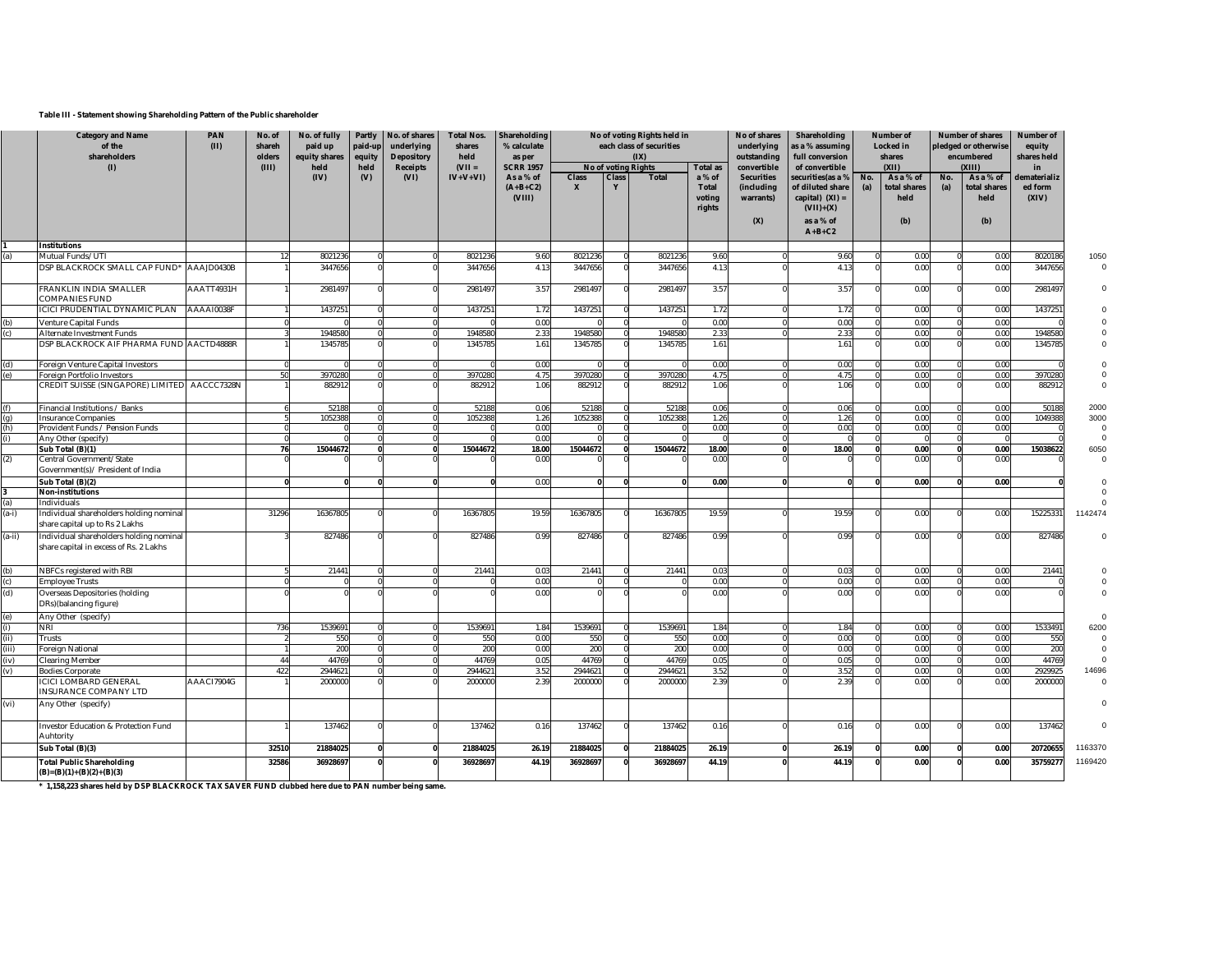**Table III - Statement showing Shareholding Pattern of the Public shareholder**

| | Category and Name of the shareholders (I) | PAN (II) | No. of shareholders (III) | No. of fully paid up equity shares held (IV) | Partly paid-up equity held (V) | No. of shares underlying Depository Receipts (VI) | Total Nos. shares held (VII = IV+V+VI) | Shareholding % calculate as per SCRR 1957 As a % of (A+B+C2) (VIII) | No of voting Rights held in each class of securities (IX) | | | | No of shares underlying outstanding convertible Securities (including warrants) (X) | Shareholding as a % assuming full conversion of convertible securities(as a % of diluted share capital) (XI) = (VII)+(X) as a % of A+B+C2 | Number of Locked in shares (XII) | | Number of shares pledged or otherwise encumbered (XIII) | | Number of equity shares held in dematerialized form (XIV) | |
|---|---|---|---|---|---|---|---|---|---|---|---|---|---|---|---|---|---|---|---|---|
| | | | | | | | | | No of Voting Rights Class X | Class Y | Total | Total as a % of Total voting rights | | | No. (a) | As a % of total shares held (b) | No. (a) | As a % of total shares held (b) | | |
| 1 | **Institutions** | | | | | | | | | | | | | | | | | | | |
| (a) | Mutual Funds/ UTI | | 12 | 8021236 | 0 | 0 | 8021236 | 9.60 | 8021236 | 0 | 8021236 | 9.60 | 0 | 9.60 | 0 | 0.00 | 0 | 0.00 | 8020186 | 1050 |
| | DSP BLACKROCK SMALL CAP FUND* | AAAJD0430B | 1 | 3447656 | 0 | 0 | 3447656 | 4.13 | 3447656 | 0 | 3447656 | 4.13 | 0 | 4.13 | 0 | 0.00 | 0 | 0.00 | 3447656 | 0 |
| | FRANKLIN INDIA SMALLER COMPANIES FUND | AAATT4931H | 1 | 2981497 | 0 | 0 | 2981497 | 3.57 | 2981497 | 0 | 2981497 | 3.57 | 0 | 3.57 | 0 | 0.00 | 0 | 0.00 | 2981497 | 0 |
| | ICICI PRUDENTIAL DYNAMIC PLAN | AAAAI0038F | 1 | 1437251 | 0 | 0 | 1437251 | 1.72 | 1437251 | 0 | 1437251 | 1.72 | 0 | 1.72 | 0 | 0.00 | 0 | 0.00 | 1437251 | 0 |
| (b) | Venture Capital Funds | | 0 | 0 | 0 | 0 | 0 | 0.00 | 0 | 0 | 0 | 0.00 | 0 | 0.00 | 0 | 0.00 | 0 | 0.00 | 0 | 0 |
| (c) | Alternate Investment Funds | | 3 | 1948580 | 0 | 0 | 1948580 | 2.33 | 1948580 | 0 | 1948580 | 2.33 | 0 | 2.33 | 0 | 0.00 | 0 | 0.00 | 1948580 | 0 |
| | DSP BLACKROCK AIF PHARMA FUND | AACTD4888R | 1 | 1345785 | 0 | 0 | 1345785 | 1.61 | 1345785 | 0 | 1345785 | 1.61 | | 1.61 | 0 | 0.00 | 0 | 0.00 | 1345785 | 0 |
| (d) | Foreign Venture Capital Investors | | 0 | 0 | 0 | 0 | 0 | 0.00 | 0 | 0 | 0 | 0.00 | 0 | 0.00 | 0 | 0.00 | 0 | 0.00 | 0 | 0 |
| (e) | Foreign Portfolio Investors | | 50 | 3970280 | 0 | 0 | 3970280 | 4.75 | 3970280 | 0 | 3970280 | 4.75 | 0 | 4.75 | 0 | 0.00 | 0 | 0.00 | 3970280 | 0 |
| | CREDIT SUISSE (SINGAPORE) LIMITED | AACCC7328N | 1 | 882912 | 0 | 0 | 882912 | 1.06 | 882912 | 0 | 882912 | 1.06 | 0 | 1.06 | 0 | 0.00 | 0 | 0.00 | 882912 | 0 |
| (f) | Financial Institutions / Banks | | 6 | 52188 | 0 | 0 | 52188 | 0.06 | 52188 | 0 | 52188 | 0.06 | 0 | 0.06 | 0 | 0.00 | 0 | 0.00 | 50188 | 2000 |
| (g) | Insurance Companies | | 5 | 1052388 | 0 | 0 | 1052388 | 1.26 | 1052388 | 0 | 1052388 | 1.26 | 0 | 1.26 | 0 | 0.00 | 0 | 0.00 | 1049388 | 3000 |
| (h) | Provident Funds / Pension Funds | | 0 | 0 | 0 | 0 | 0 | 0.00 | 0 | 0 | 0 | 0.00 | 0 | 0.00 | 0 | 0.00 | 0 | 0.00 | 0 | 0 |
| (i) | Any Other (specify) | | 0 | 0 | 0 | 0 | 0 | 0.00 | 0 | 0 | 0 | 0 | 0 | 0 | 0 | 0 | 0 | 0 | 0 | 0 |
| | **Sub Total (B)(1)** | | **76** | **15044672** | **0** | **0** | **15044672** | **18.00** | **15044672** | **0** | **15044672** | **18.00** | **0** | **18.00** | **0** | **0.00** | **0** | **0.00** | **15038622** | 6050 |
| (2) | Central Government/ State Government(s)/ President of India | | 0 | 0 | 0 | 0 | 0 | 0.00 | 0 | 0 | 0 | 0.00 | 0 | 0 | 0 | 0.00 | 0 | 0.00 | 0 | 0 |
| | **Sub Total (B)(2)** | | **0** | **0** | **0** | **0** | **0** | 0.00 | **0** | **0** | **0** | **0.00** | **0** | **0** | **0** | **0.00** | **0** | **0.00** | **0** | 0 |
| 3 | **Non-institutions** | | | | | | | | | | | | | | | | | | | 0 |
| (a) | Individuals | | | | | | | | | | | | | | | | | | | 0 |
| (a-i) | Individual shareholders holding nominal share capital up to Rs 2 Lakhs | | 31296 | 16367805 | 0 | 0 | 16367805 | 19.59 | 16367805 | 0 | 16367805 | 19.59 | 0 | 19.59 | 0 | 0.00 | 0 | 0.00 | 15225331 | 1142474 |
| (a-ii) | Individual shareholders holding nominal share capital in excess of Rs. 2 Lakhs | | 3 | 827486 | 0 | 0 | 827486 | 0.99 | 827486 | 0 | 827486 | 0.99 | 0 | 0.99 | 0 | 0.00 | 0 | 0.00 | 827486 | 0 |
| (b) | NBFCs registered with RBI | | 5 | 21441 | 0 | 0 | 21441 | 0.03 | 21441 | 0 | 21441 | 0.03 | 0 | 0.03 | 0 | 0.00 | 0 | 0.00 | 21441 | 0 |
| (c) | Employee Trusts | | 0 | 0 | 0 | 0 | 0 | 0.00 | 0 | 0 | 0 | 0.00 | 0 | 0.00 | 0 | 0.00 | 0 | 0.00 | 0 | 0 |
| (d) | Overseas Depositories (holding DRs)(balancing figure) | | 0 | 0 | 0 | 0 | 0 | 0.00 | 0 | 0 | 0 | 0.00 | 0 | 0.00 | 0 | 0.00 | 0 | 0.00 | 0 | 0 |
| (e) | Any Other (specify) | | | | | | | | | | | | | | | | | | | 0 |
| (i) | NRI | | 736 | 1539691 | 0 | 0 | 1539691 | 1.84 | 1539691 | 0 | 1539691 | 1.84 | 0 | 1.84 | 0 | 0.00 | 0 | 0.00 | 1533491 | 6200 |
| (ii) | Trusts | | 2 | 550 | 0 | 0 | 550 | 0.00 | 550 | 0 | 550 | 0.00 | 0 | 0.00 | 0 | 0.00 | 0 | 0.00 | 550 | 0 |
| (iii) | Foreign National | | 1 | 200 | 0 | 0 | 200 | 0.00 | 200 | 0 | 200 | 0.00 | 0 | 0.00 | 0 | 0.00 | 0 | 0.00 | 200 | 0 |
| (iv) | Clearing Member | | 44 | 44769 | 0 | 0 | 44769 | 0.05 | 44769 | 0 | 44769 | 0.05 | 0 | 0.05 | 0 | 0.00 | 0 | 0.00 | 44769 | 0 |
| (v) | Bodies Corporate | | 422 | 2944621 | 0 | 0 | 2944621 | 3.52 | 2944621 | 0 | 2944621 | 3.52 | 0 | 3.52 | 0 | 0.00 | 0 | 0.00 | 2929925 | 14696 |
| | ICICI LOMBARD GENERAL INSURANCE COMPANY LTD | AAACI7904G | 1 | 2000000 | 0 | 0 | 2000000 | 2.39 | 2000000 | 0 | 2000000 | 2.39 | 0 | 2.39 | 0 | 0.00 | 0 | 0.00 | 2000000 | 0 |
| (vi) | Any Other (specify) | | | | | | | | | | | | | | | | | | | 0 |
| | Investor Education & Protection Fund Auhtority | | 1 | 137462 | 0 | 0 | 137462 | 0.16 | 137462 | 0 | 137462 | 0.16 | 0 | 0.16 | 0 | 0.00 | 0 | 0.00 | 137462 | 0 |
| | **Sub Total (B)(3)** | | **32510** | **21884025** | **0** | **0** | **21884025** | **26.19** | **21884025** | **0** | **21884025** | **26.19** | **0** | **26.19** | **0** | **0.00** | **0** | **0.00** | **20720655** | 1163370 |
| | **Total Public Shareholding (B)=(B)(1)+(B)(2)+(B)(3)** | | **32586** | **36928697** | **0** | **0** | **36928697** | **44.19** | **36928697** | **0** | **36928697** | **44.19** | **0** | **44.19** | **0** | **0.00** | **0** | **0.00** | **35759277** | 1169420 |

**\* 1,158,223 shares held by DSP BLACKROCK TAX SAVER FUND clubbed here due to PAN number being same.**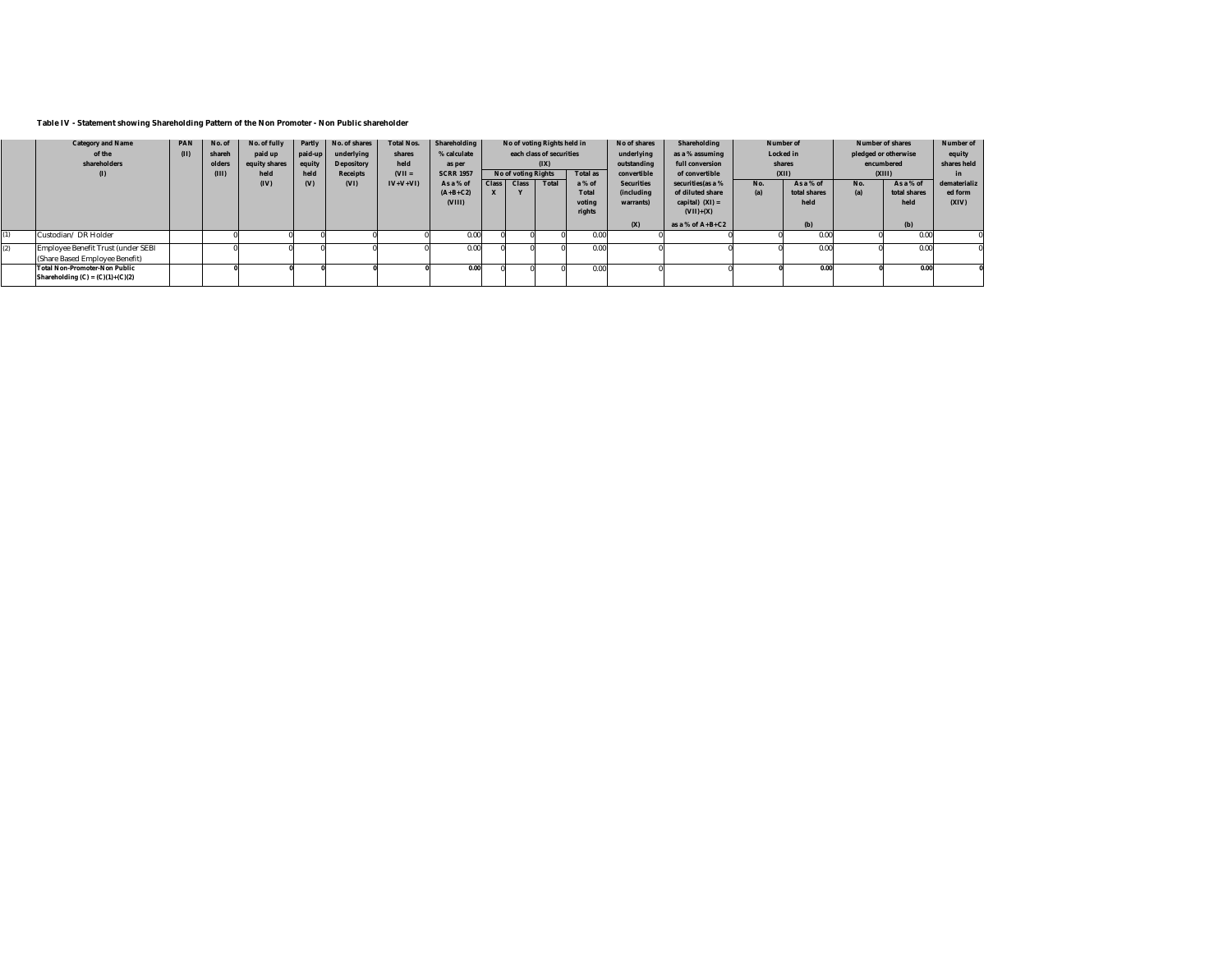**Table IV - Statement showing Shareholding Pattern of the Non Promoter - Non Public shareholder**

| | Category and Name of the shareholders (I) | PAN (II) | No. of shareholders (III) | No. of fully paid up equity shares held (IV) | Partly paid-up equity held (V) | No. of shares underlying Depository Receipts (VI) | Total Nos. shares held (VII = IV+V+VI) | Shareholding % calculate as per SCRR 1957 As a % of (A+B+C2) (VIII) | No of voting Rights held in each class of securities (IX) | | | | No of shares underlying outstanding convertible Securities (including warrants) (X) | Shareholding as a % assuming full conversion of convertible securities(as a % of diluted share capital) (XI) = (VII)+(X) as a % of A+B+C2 | Number of Locked in shares (XII) | | Number of shares pledged or otherwise encumbered (XIII) | | Number of equity shares held in dematerialized form (XIV) |
|---|---|---|---|---|---|---|---|---|---|---|---|---|---|---|---|---|---|---|---|
| | | | | | | | | | No of voting Rights | | | Total as a % of Total voting rights | | | No. (a) | As a % of total shares held (b) | No. (a) | As a % of total shares held (b) | |
| | | | | | | | | | Class X | Class Y | Total | | | | | | | | |
| (1) | Custodian/ DR Holder | | 0 | 0 | 0 | 0 | 0 | 0.00 | 0 | 0 | 0 | 0.00 | 0 | 0 | 0 | 0.00 | 0 | 0.00 | 0 |
| (2) | Employee Benefit Trust (under SEBI (Share Based Employee Benefit) | | 0 | 0 | 0 | 0 | 0 | 0.00 | 0 | 0 | 0 | 0.00 | 0 | 0 | 0 | 0.00 | 0 | 0.00 | 0 |
| | **Total Non-Promoter-Non Public Shareholding (C) = (C)(1)+(C)(2)** | | **0** | **0** | **0** | **0** | **0** | **0.00** | 0 | 0 | 0 | 0.00 | 0 | 0 | **0** | **0.00** | **0** | **0.00** | **0** |